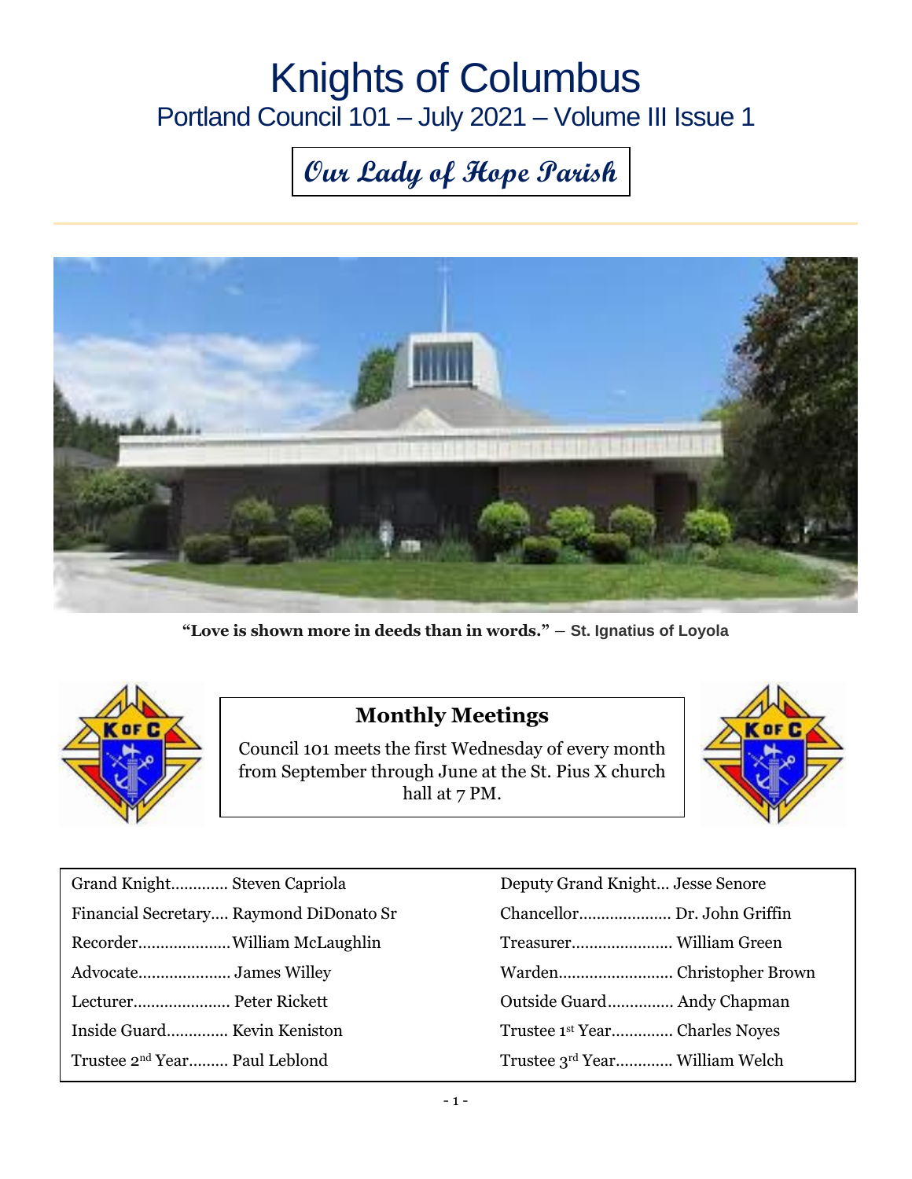# Knights of Columbus

## Portland Council 101 – July 2021 – Volume III Issue 1

### *Our Lady of Hope Parish*

**"Love is shown more in deeds than in words."** – **St. Ignatius of Loyola**

### Monthly Meetings

Council 101 meets the first Wednesday of every month from September through June at the St. Pius X church hall at 7 PM.

| | |
|---|---|
| Grand Knight............. Steven Capriola | Deputy Grand Knight... Jesse Senore |
| Financial Secretary.... Raymond DiDonato Sr | Chancellor..................... Dr. John Griffin |
| Recorder.....................William McLaughlin | Treasurer....................... William Green |
| Advocate..................... James Willey | Warden.......................... Christopher Brown |
| Lecturer...................... Peter Rickett | Outside Guard............... Andy Chapman |
| Inside Guard.............. Kevin Keniston | Trustee 1st Year.............. Charles Noyes |
| Trustee 2nd Year......... Paul Leblond | Trustee 3rd Year............. William Welch |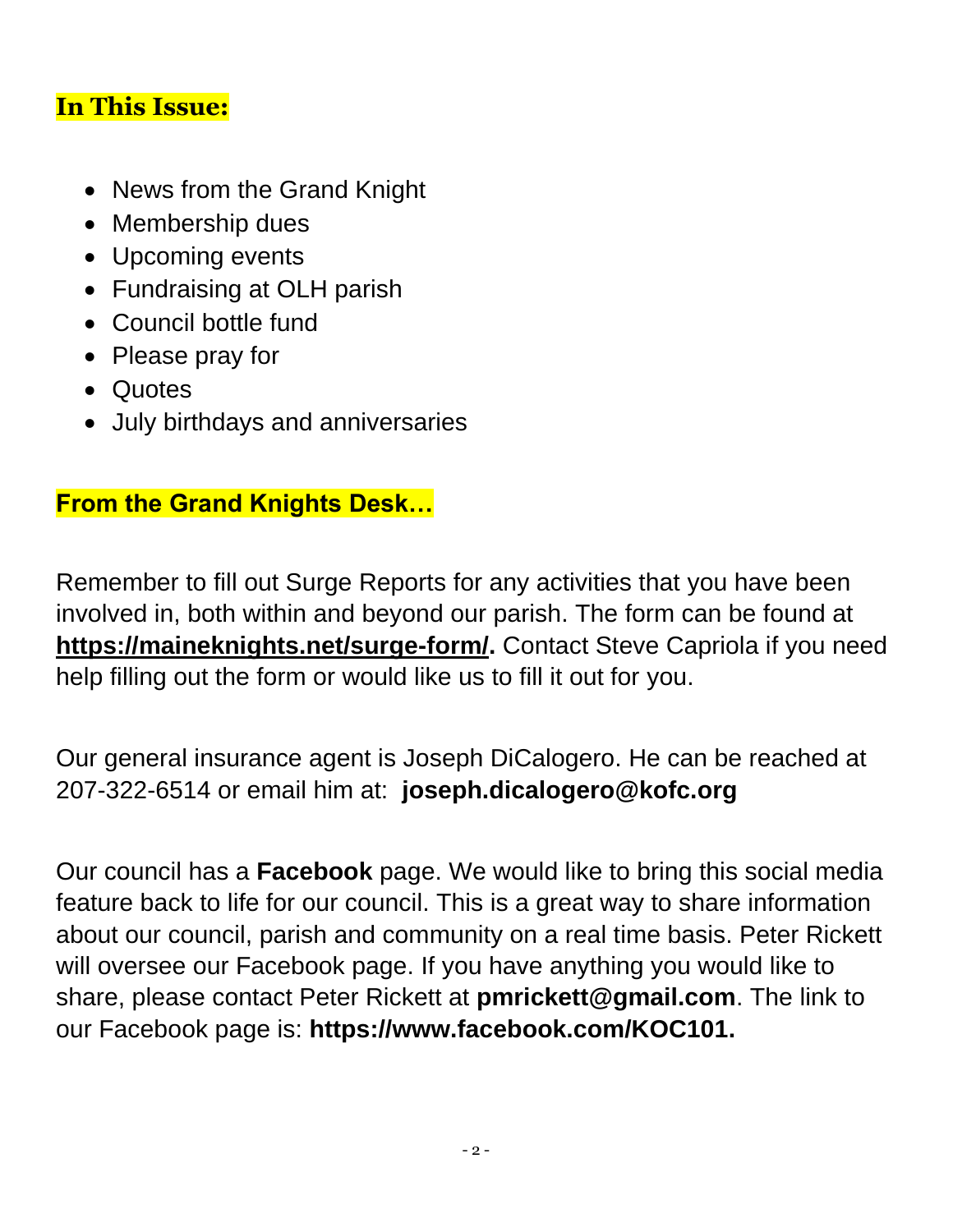## In This Issue:

- News from the Grand Knight
- Membership dues
- Upcoming events
- Fundraising at OLH parish
- Council bottle fund
- Please pray for
- Quotes
- July birthdays and anniversaries

## From the Grand Knights Desk…

Remember to fill out Surge Reports for any activities that you have been involved in, both within and beyond our parish. The form can be found at **https://maineknights.net/surge-form/.** Contact Steve Capriola if you need help filling out the form or would like us to fill it out for you.

Our general insurance agent is Joseph DiCalogero. He can be reached at 207-322-6514 or email him at: **joseph.dicalogero@kofc.org**

Our council has a **Facebook** page. We would like to bring this social media feature back to life for our council. This is a great way to share information about our council, parish and community on a real time basis. Peter Rickett will oversee our Facebook page. If you have anything you would like to share, please contact Peter Rickett at **pmrickett@gmail.com**. The link to our Facebook page is: **https://www.facebook.com/KOC101.**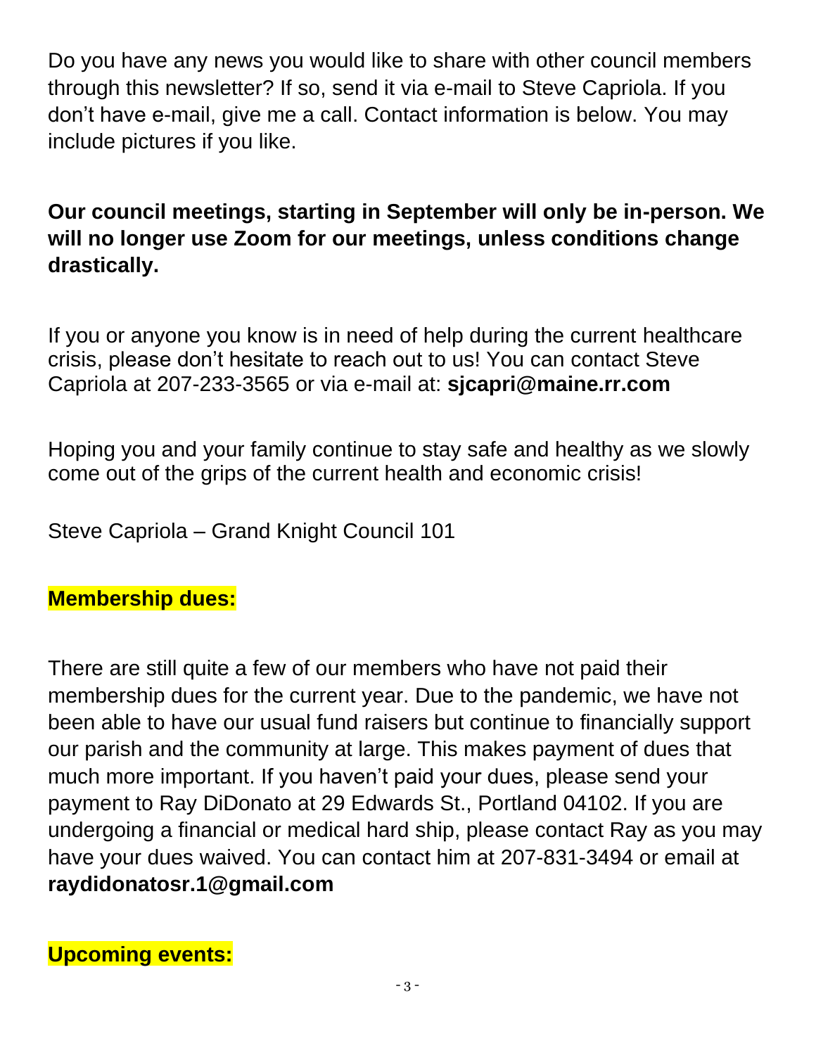Do you have any news you would like to share with other council members through this newsletter? If so, send it via e-mail to Steve Capriola. If you don't have e-mail, give me a call. Contact information is below. You may include pictures if you like.

**Our council meetings, starting in September will only be in-person. We will no longer use Zoom for our meetings, unless conditions change drastically.**

If you or anyone you know is in need of help during the current healthcare crisis, please don't hesitate to reach out to us! You can contact Steve Capriola at 207-233-3565 or via e-mail at: **sjcapri@maine.rr.com**

Hoping you and your family continue to stay safe and healthy as we slowly come out of the grips of the current health and economic crisis!

Steve Capriola – Grand Knight Council 101

**Membership dues:**

There are still quite a few of our members who have not paid their membership dues for the current year. Due to the pandemic, we have not been able to have our usual fund raisers but continue to financially support our parish and the community at large. This makes payment of dues that much more important. If you haven't paid your dues, please send your payment to Ray DiDonato at 29 Edwards St., Portland 04102. If you are undergoing a financial or medical hard ship, please contact Ray as you may have your dues waived. You can contact him at 207-831-3494 or email at **raydidonatosr.1@gmail.com**

**Upcoming events:**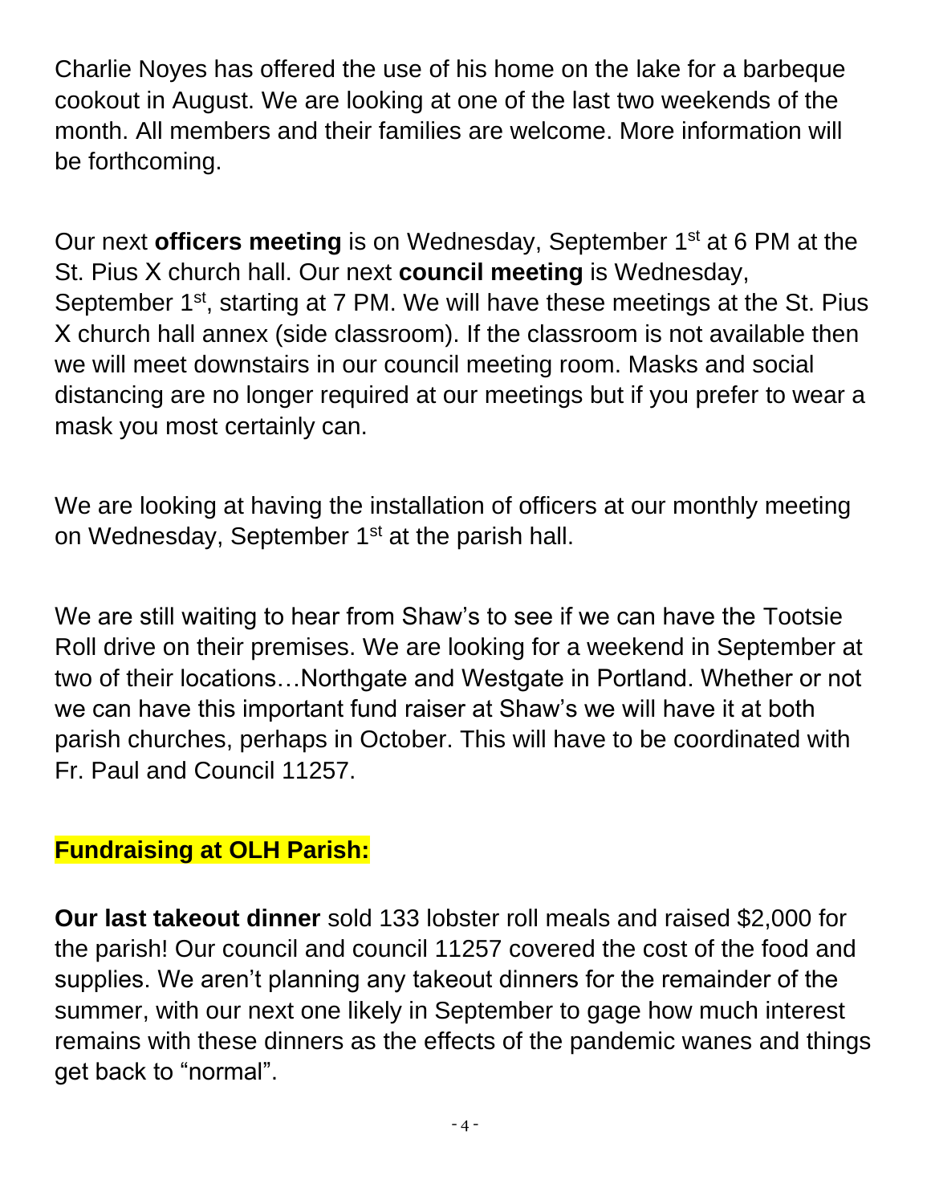Charlie Noyes has offered the use of his home on the lake for a barbeque cookout in August. We are looking at one of the last two weekends of the month. All members and their families are welcome. More information will be forthcoming.

Our next **officers meeting** is on Wednesday, September 1st at 6 PM at the St. Pius X church hall. Our next **council meeting** is Wednesday, September 1st, starting at 7 PM. We will have these meetings at the St. Pius X church hall annex (side classroom). If the classroom is not available then we will meet downstairs in our council meeting room. Masks and social distancing are no longer required at our meetings but if you prefer to wear a mask you most certainly can.

We are looking at having the installation of officers at our monthly meeting on Wednesday, September 1st at the parish hall.

We are still waiting to hear from Shaw's to see if we can have the Tootsie Roll drive on their premises. We are looking for a weekend in September at two of their locations…Northgate and Westgate in Portland. Whether or not we can have this important fund raiser at Shaw's we will have it at both parish churches, perhaps in October. This will have to be coordinated with Fr. Paul and Council 11257.

**Fundraising at OLH Parish:**

**Our last takeout dinner** sold 133 lobster roll meals and raised $2,000 for the parish! Our council and council 11257 covered the cost of the food and supplies. We aren't planning any takeout dinners for the remainder of the summer, with our next one likely in September to gage how much interest remains with these dinners as the effects of the pandemic wanes and things get back to "normal".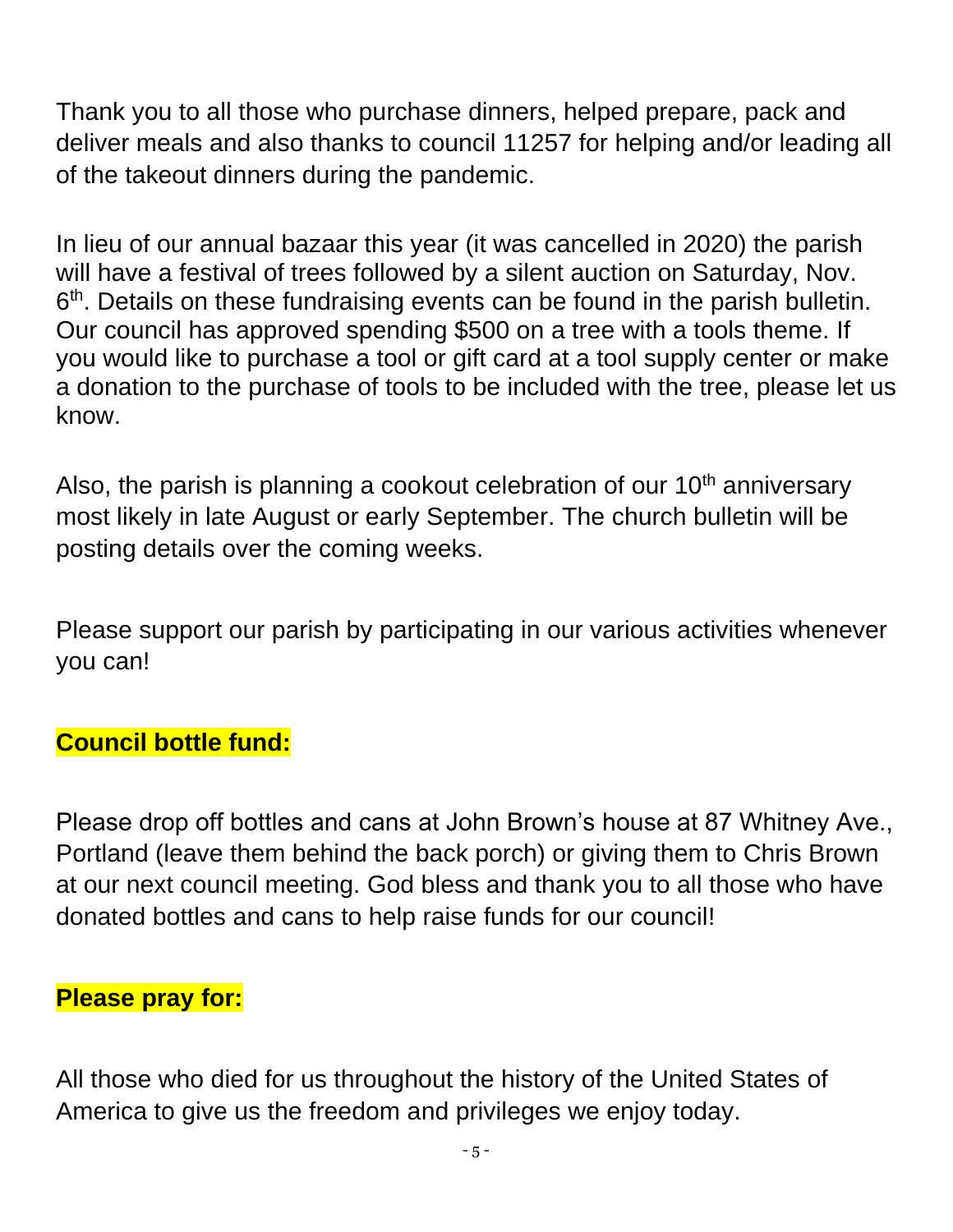Thank you to all those who purchase dinners, helped prepare, pack and deliver meals and also thanks to council 11257 for helping and/or leading all of the takeout dinners during the pandemic.

In lieu of our annual bazaar this year (it was cancelled in 2020) the parish will have a festival of trees followed by a silent auction on Saturday, Nov. 6th. Details on these fundraising events can be found in the parish bulletin. Our council has approved spending $500 on a tree with a tools theme. If you would like to purchase a tool or gift card at a tool supply center or make a donation to the purchase of tools to be included with the tree, please let us know.

Also, the parish is planning a cookout celebration of our 10th anniversary most likely in late August or early September. The church bulletin will be posting details over the coming weeks.

Please support our parish by participating in our various activities whenever you can!

**Council bottle fund:**

Please drop off bottles and cans at John Brown's house at 87 Whitney Ave., Portland (leave them behind the back porch) or giving them to Chris Brown at our next council meeting. God bless and thank you to all those who have donated bottles and cans to help raise funds for our council!

**Please pray for:**

All those who died for us throughout the history of the United States of America to give us the freedom and privileges we enjoy today.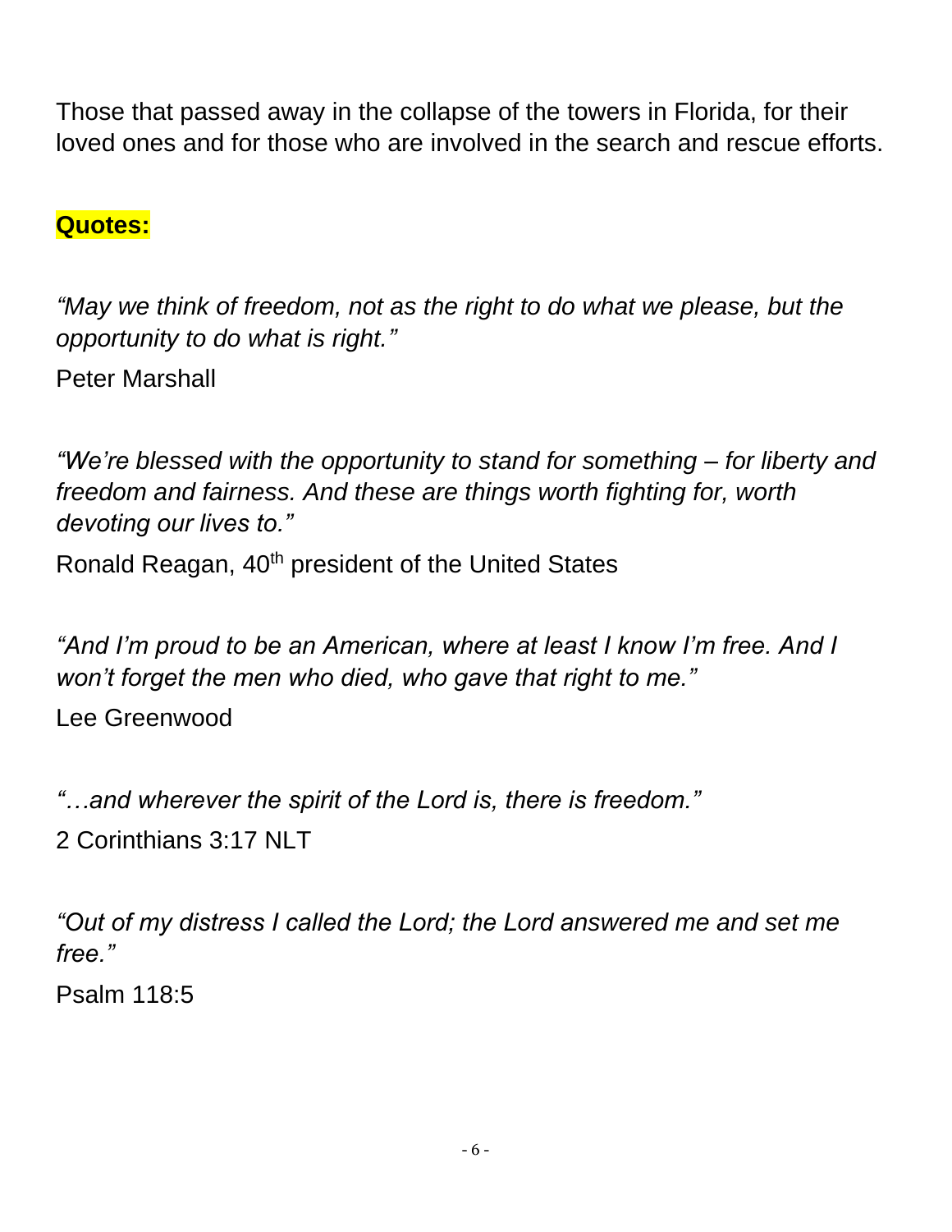Those that passed away in the collapse of the towers in Florida, for their loved ones and for those who are involved in the search and rescue efforts.

**Quotes:**

*"May we think of freedom, not as the right to do what we please, but the opportunity to do what is right."*

Peter Marshall

*"We're blessed with the opportunity to stand for something – for liberty and freedom and fairness. And these are things worth fighting for, worth devoting our lives to."*

Ronald Reagan, 40th president of the United States

*"And I'm proud to be an American, where at least I know I'm free. And I won't forget the men who died, who gave that right to me."*

Lee Greenwood

*"…and wherever the spirit of the Lord is, there is freedom."*

2 Corinthians 3:17 NLT

*"Out of my distress I called the Lord; the Lord answered me and set me free."*

Psalm 118:5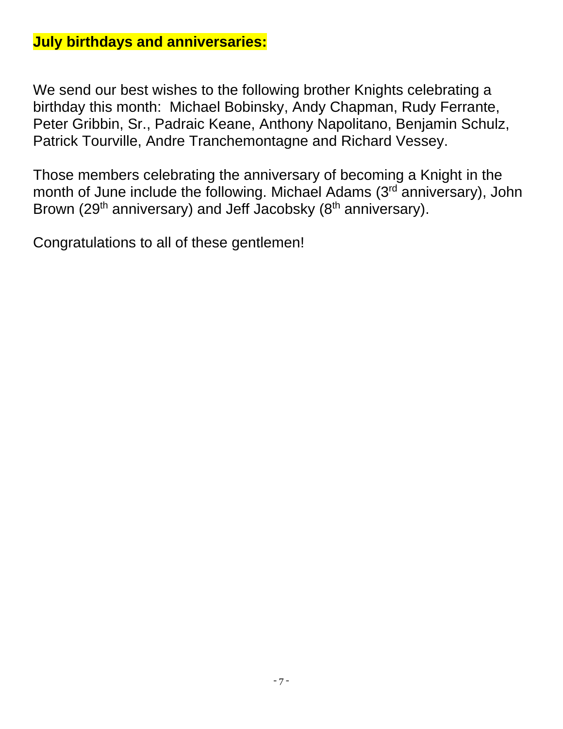**July birthdays and anniversaries:**

We send our best wishes to the following brother Knights celebrating a birthday this month:  Michael Bobinsky, Andy Chapman, Rudy Ferrante, Peter Gribbin, Sr., Padraic Keane, Anthony Napolitano, Benjamin Schulz, Patrick Tourville, Andre Tranchemontagne and Richard Vessey.

Those members celebrating the anniversary of becoming a Knight in the month of June include the following. Michael Adams (3rd anniversary), John Brown (29th anniversary) and Jeff Jacobsky (8th anniversary).

Congratulations to all of these gentlemen!